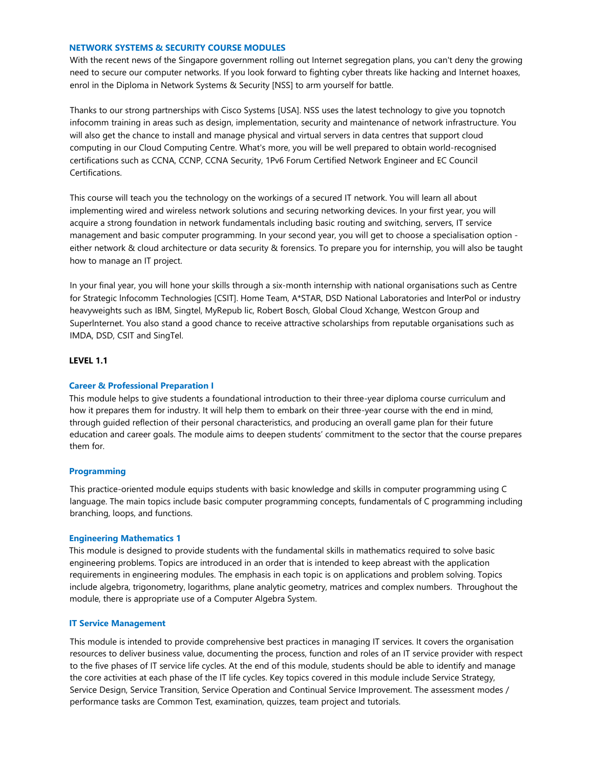## NETWORK SYSTEMS & SECURITY COURSE MODULES

With the recent news of the Singapore government rolling out Internet segregation plans, you can't deny the growing need to secure our computer networks. If you look forward to fighting cyber threats like hacking and Internet hoaxes, enrol in the Diploma in Network Systems & Security [NSS] to arm yourself for battle.

Thanks to our strong partnerships with Cisco Systems [USA]. NSS uses the latest technology to give you topnotch infocomm training in areas such as design, implementation, security and maintenance of network infrastructure. You will also get the chance to install and manage physical and virtual servers in data centres that support cloud computing in our Cloud Computing Centre. What's more, you will be well prepared to obtain world-recognised certifications such as CCNA, CCNP, CCNA Security, 1Pv6 Forum Certified Network Engineer and EC Council Certifications.

This course will teach you the technology on the workings of a secured IT network. You will learn all about implementing wired and wireless network solutions and securing networking devices. In your first year, you will acquire a strong foundation in network fundamentals including basic routing and switching, servers, IT service management and basic computer programming. In your second year, you will get to choose a specialisation option - either network & cloud architecture or data security & forensics. To prepare you for internship, you will also be taught how to manage an IT project.

In your final year, you will hone your skills through a six-month internship with national organisations such as Centre for Strategic lnfocomm Technologies [CSIT]. Home Team, A*STAR, DSD National Laboratories and lnterPol or industry heavyweights such as IBM, Singtel, MyRepub lic, Robert Bosch, Global Cloud Xchange, Westcon Group and Superlnternet. You also stand a good chance to receive attractive scholarships from reputable organisations such as IMDA, DSD, CSIT and SingTel.

### LEVEL 1.1

#### Career & Professional Preparation I

This module helps to give students a foundational introduction to their three-year diploma course curriculum and how it prepares them for industry. It will help them to embark on their three-year course with the end in mind, through guided reflection of their personal characteristics, and producing an overall game plan for their future education and career goals. The module aims to deepen students' commitment to the sector that the course prepares them for.

#### Programming

This practice-oriented module equips students with basic knowledge and skills in computer programming using C language. The main topics include basic computer programming concepts, fundamentals of C programming including branching, loops, and functions.

#### Engineering Mathematics 1

This module is designed to provide students with the fundamental skills in mathematics required to solve basic engineering problems. Topics are introduced in an order that is intended to keep abreast with the application requirements in engineering modules. The emphasis in each topic is on applications and problem solving. Topics include algebra, trigonometry, logarithms, plane analytic geometry, matrices and complex numbers. Throughout the module, there is appropriate use of a Computer Algebra System.

#### IT Service Management

This module is intended to provide comprehensive best practices in managing IT services. It covers the organisation resources to deliver business value, documenting the process, function and roles of an IT service provider with respect to the five phases of IT service life cycles. At the end of this module, students should be able to identify and manage the core activities at each phase of the IT life cycles. Key topics covered in this module include Service Strategy, Service Design, Service Transition, Service Operation and Continual Service Improvement. The assessment modes / performance tasks are Common Test, examination, quizzes, team project and tutorials.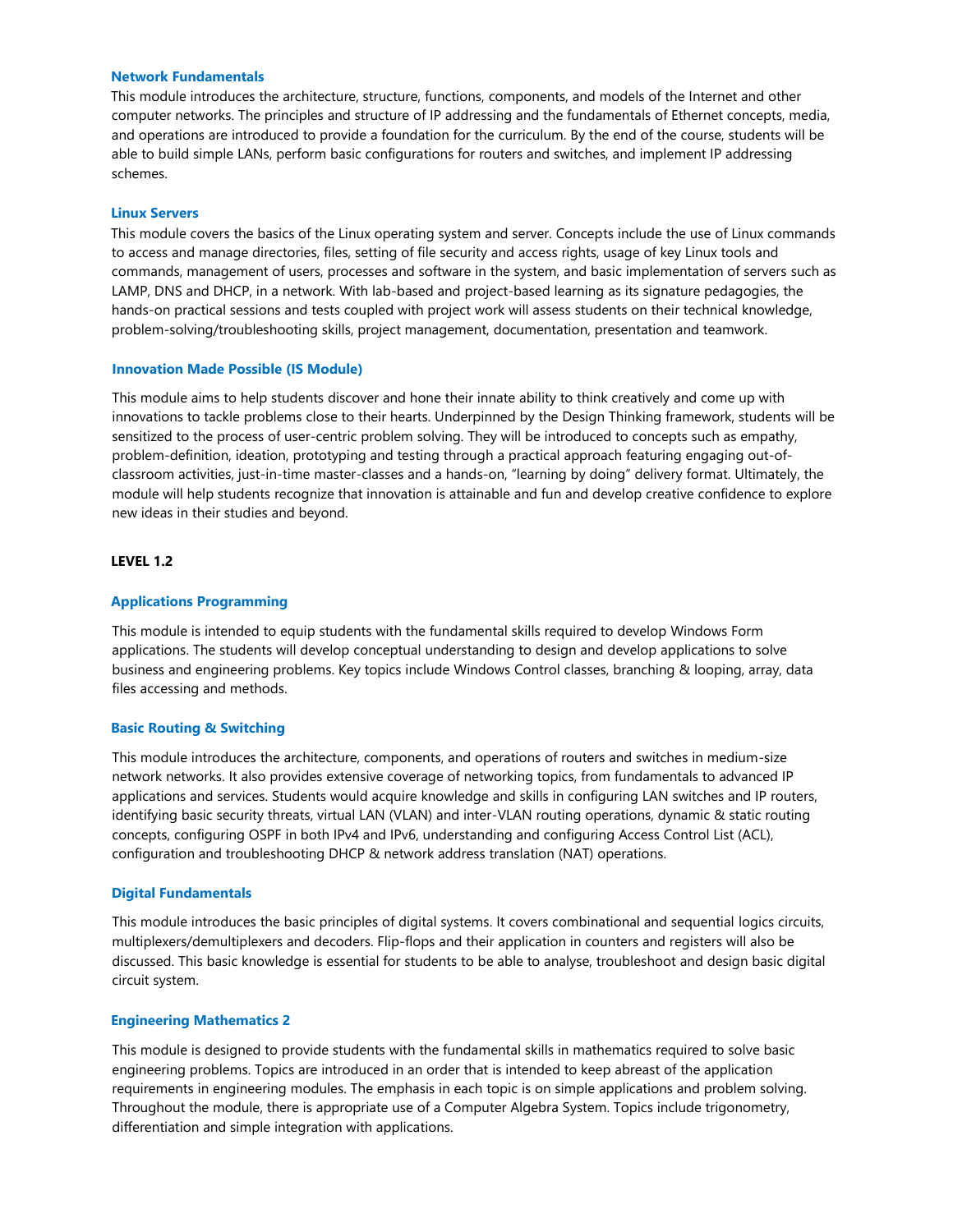### Network Fundamentals

This module introduces the architecture, structure, functions, components, and models of the Internet and other computer networks. The principles and structure of IP addressing and the fundamentals of Ethernet concepts, media, and operations are introduced to provide a foundation for the curriculum. By the end of the course, students will be able to build simple LANs, perform basic configurations for routers and switches, and implement IP addressing schemes.

### Linux Servers

This module covers the basics of the Linux operating system and server. Concepts include the use of Linux commands to access and manage directories, files, setting of file security and access rights, usage of key Linux tools and commands, management of users, processes and software in the system, and basic implementation of servers such as LAMP, DNS and DHCP, in a network. With lab-based and project-based learning as its signature pedagogies, the hands-on practical sessions and tests coupled with project work will assess students on their technical knowledge, problem-solving/troubleshooting skills, project management, documentation, presentation and teamwork.

### Innovation Made Possible (IS Module)

This module aims to help students discover and hone their innate ability to think creatively and come up with innovations to tackle problems close to their hearts. Underpinned by the Design Thinking framework, students will be sensitized to the process of user-centric problem solving. They will be introduced to concepts such as empathy, problem-definition, ideation, prototyping and testing through a practical approach featuring engaging out-of-classroom activities, just-in-time master-classes and a hands-on, "learning by doing" delivery format. Ultimately, the module will help students recognize that innovation is attainable and fun and develop creative confidence to explore new ideas in their studies and beyond.

## LEVEL 1.2

### Applications Programming

This module is intended to equip students with the fundamental skills required to develop Windows Form applications. The students will develop conceptual understanding to design and develop applications to solve business and engineering problems. Key topics include Windows Control classes, branching & looping, array, data files accessing and methods.

### Basic Routing & Switching

This module introduces the architecture, components, and operations of routers and switches in medium-size network networks. It also provides extensive coverage of networking topics, from fundamentals to advanced IP applications and services. Students would acquire knowledge and skills in configuring LAN switches and IP routers, identifying basic security threats, virtual LAN (VLAN) and inter-VLAN routing operations, dynamic & static routing concepts, configuring OSPF in both IPv4 and IPv6, understanding and configuring Access Control List (ACL), configuration and troubleshooting DHCP & network address translation (NAT) operations.

### Digital Fundamentals

This module introduces the basic principles of digital systems. It covers combinational and sequential logics circuits, multiplexers/demultiplexers and decoders. Flip-flops and their application in counters and registers will also be discussed. This basic knowledge is essential for students to be able to analyse, troubleshoot and design basic digital circuit system.

### Engineering Mathematics 2

This module is designed to provide students with the fundamental skills in mathematics required to solve basic engineering problems. Topics are introduced in an order that is intended to keep abreast of the application requirements in engineering modules. The emphasis in each topic is on simple applications and problem solving. Throughout the module, there is appropriate use of a Computer Algebra System. Topics include trigonometry, differentiation and simple integration with applications.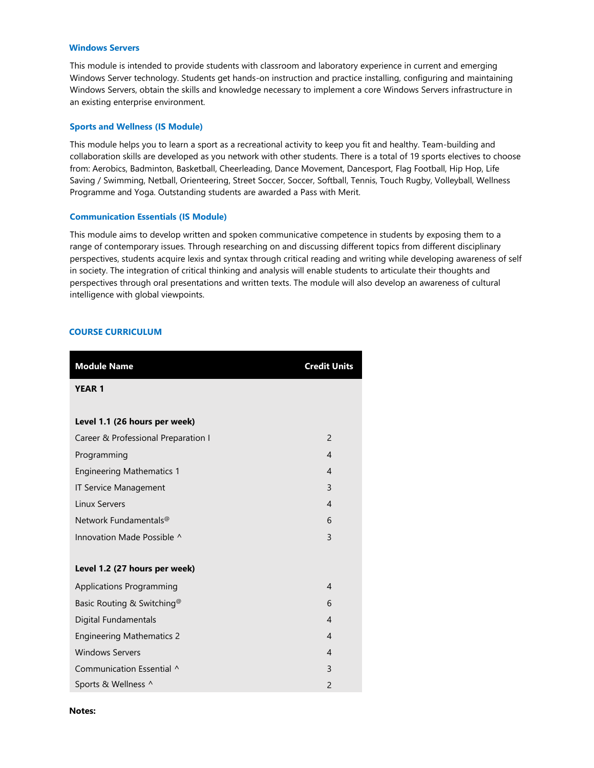### Windows Servers

This module is intended to provide students with classroom and laboratory experience in current and emerging Windows Server technology. Students get hands-on instruction and practice installing, configuring and maintaining Windows Servers, obtain the skills and knowledge necessary to implement a core Windows Servers infrastructure in an existing enterprise environment.

### Sports and Wellness (IS Module)

This module helps you to learn a sport as a recreational activity to keep you fit and healthy. Team-building and collaboration skills are developed as you network with other students. There is a total of 19 sports electives to choose from: Aerobics, Badminton, Basketball, Cheerleading, Dance Movement, Dancesport, Flag Football, Hip Hop, Life Saving / Swimming, Netball, Orienteering, Street Soccer, Soccer, Softball, Tennis, Touch Rugby, Volleyball, Wellness Programme and Yoga. Outstanding students are awarded a Pass with Merit.

### Communication Essentials (IS Module)

This module aims to develop written and spoken communicative competence in students by exposing them to a range of contemporary issues. Through researching on and discussing different topics from different disciplinary perspectives, students acquire lexis and syntax through critical reading and writing while developing awareness of self in society. The integration of critical thinking and analysis will enable students to articulate their thoughts and perspectives through oral presentations and written texts. The module will also develop an awareness of cultural intelligence with global viewpoints.

## COURSE CURRICULUM

| Module Name | Credit Units |
|---|---|
| **YEAR 1** | |
| **Level 1.1 (26 hours per week)** | |
| Career & Professional Preparation I | 2 |
| Programming | 4 |
| Engineering Mathematics 1 | 4 |
| IT Service Management | 3 |
| Linux Servers | 4 |
| Network Fundamentals@ | 6 |
| Innovation Made Possible ^ | 3 |
| **Level 1.2 (27 hours per week)** | |
| Applications Programming | 4 |
| Basic Routing & Switching@ | 6 |
| Digital Fundamentals | 4 |
| Engineering Mathematics 2 | 4 |
| Windows Servers | 4 |
| Communication Essential ^ | 3 |
| Sports & Wellness ^ | 2 |

**Notes:**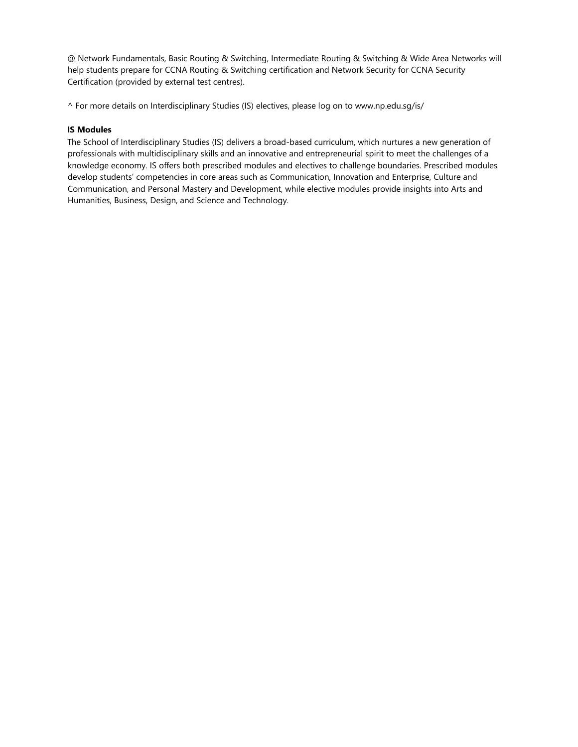@ Network Fundamentals, Basic Routing & Switching, Intermediate Routing & Switching & Wide Area Networks will help students prepare for CCNA Routing & Switching certification and Network Security for CCNA Security Certification (provided by external test centres).

^ For more details on Interdisciplinary Studies (IS) electives, please log on to www.np.edu.sg/is/

**IS Modules**

The School of Interdisciplinary Studies (IS) delivers a broad-based curriculum, which nurtures a new generation of professionals with multidisciplinary skills and an innovative and entrepreneurial spirit to meet the challenges of a knowledge economy. IS offers both prescribed modules and electives to challenge boundaries. Prescribed modules develop students' competencies in core areas such as Communication, Innovation and Enterprise, Culture and Communication, and Personal Mastery and Development, while elective modules provide insights into Arts and Humanities, Business, Design, and Science and Technology.